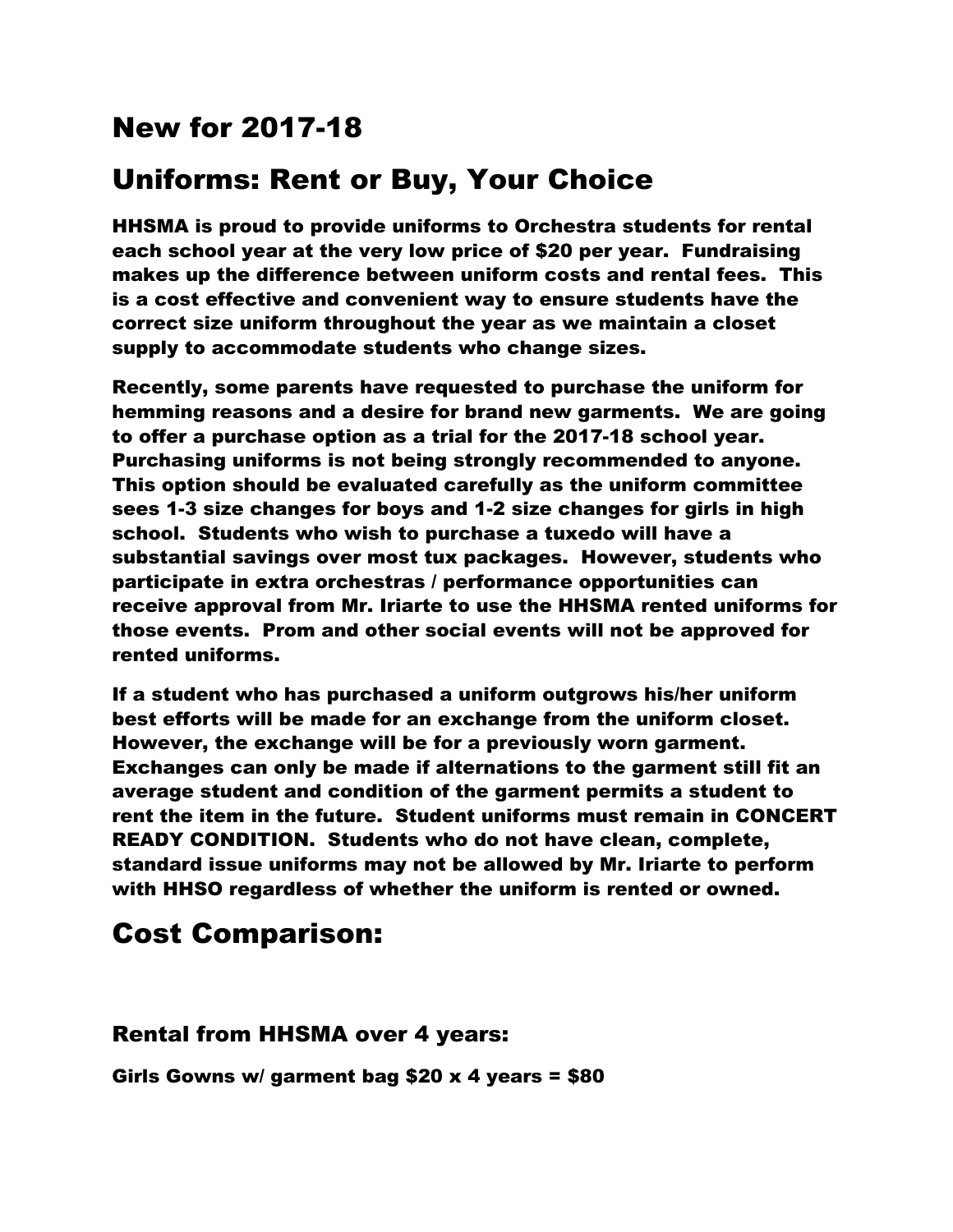# New for 2017-18

# Uniforms: Rent or Buy, Your Choice

**HHSMA is proud to provide uniforms to Orchestra students for rental each school year at the very low price of $20 per year. Fundraising makes up the difference between uniform costs and rental fees. This is a cost effective and convenient way to ensure students have the correct size uniform throughout the year as we maintain a closet supply to accommodate students who change sizes.**

**Recently, some parents have requested to purchase the uniform for hemming reasons and a desire for brand new garments. We are going to offer a purchase option as a trial for the 2017-18 school year. Purchasing uniforms is not being strongly recommended to anyone. This option should be evaluated carefully as the uniform committee sees 1-3 size changes for boys and 1-2 size changes for girls in high school. Students who wish to purchase a tuxedo will have a substantial savings over most tux packages. However, students who participate in extra orchestras / performance opportunities can receive approval from Mr. Iriarte to use the HHSMA rented uniforms for those events. Prom and other social events will not be approved for rented uniforms.**

**If a student who has purchased a uniform outgrows his/her uniform best efforts will be made for an exchange from the uniform closet. However, the exchange will be for a previously worn garment. Exchanges can only be made if alternations to the garment still fit an average student and condition of the garment permits a student to rent the item in the future. Student uniforms must remain in CONCERT READY CONDITION. Students who do not have clean, complete, standard issue uniforms may not be allowed by Mr. Iriarte to perform with HHSO regardless of whether the uniform is rented or owned.**

# Cost Comparison:

## Rental from HHSMA over 4 years:

**Girls Gowns w/ garment bag $20 x 4 years = $80**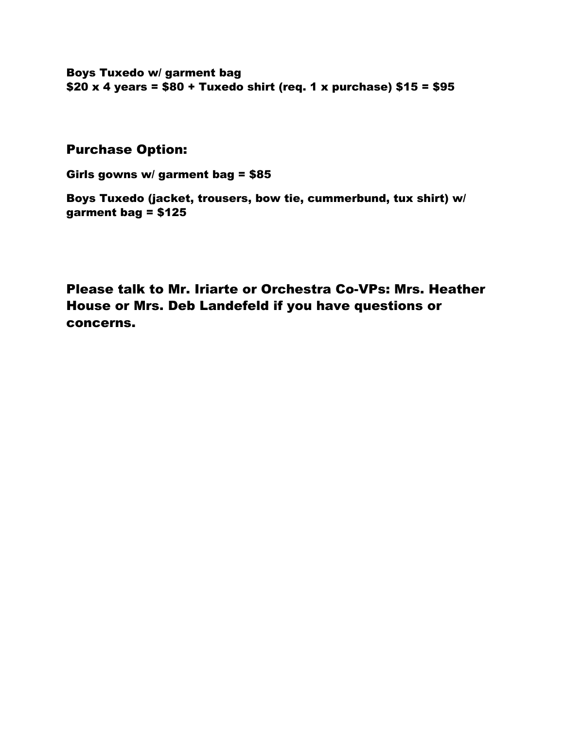**Boys Tuxedo w/ garment bag**
**$20 x 4 years = $80 + Tuxedo shirt (req. 1 x purchase) $15 = $95**

## Purchase Option:

**Girls gowns w/ garment bag = $85**

**Boys Tuxedo (jacket, trousers, bow tie, cummerbund, tux shirt) w/ garment bag = $125**

### Please talk to Mr. Iriarte or Orchestra Co-VPs: Mrs. Heather House or Mrs. Deb Landefeld if you have questions or concerns.